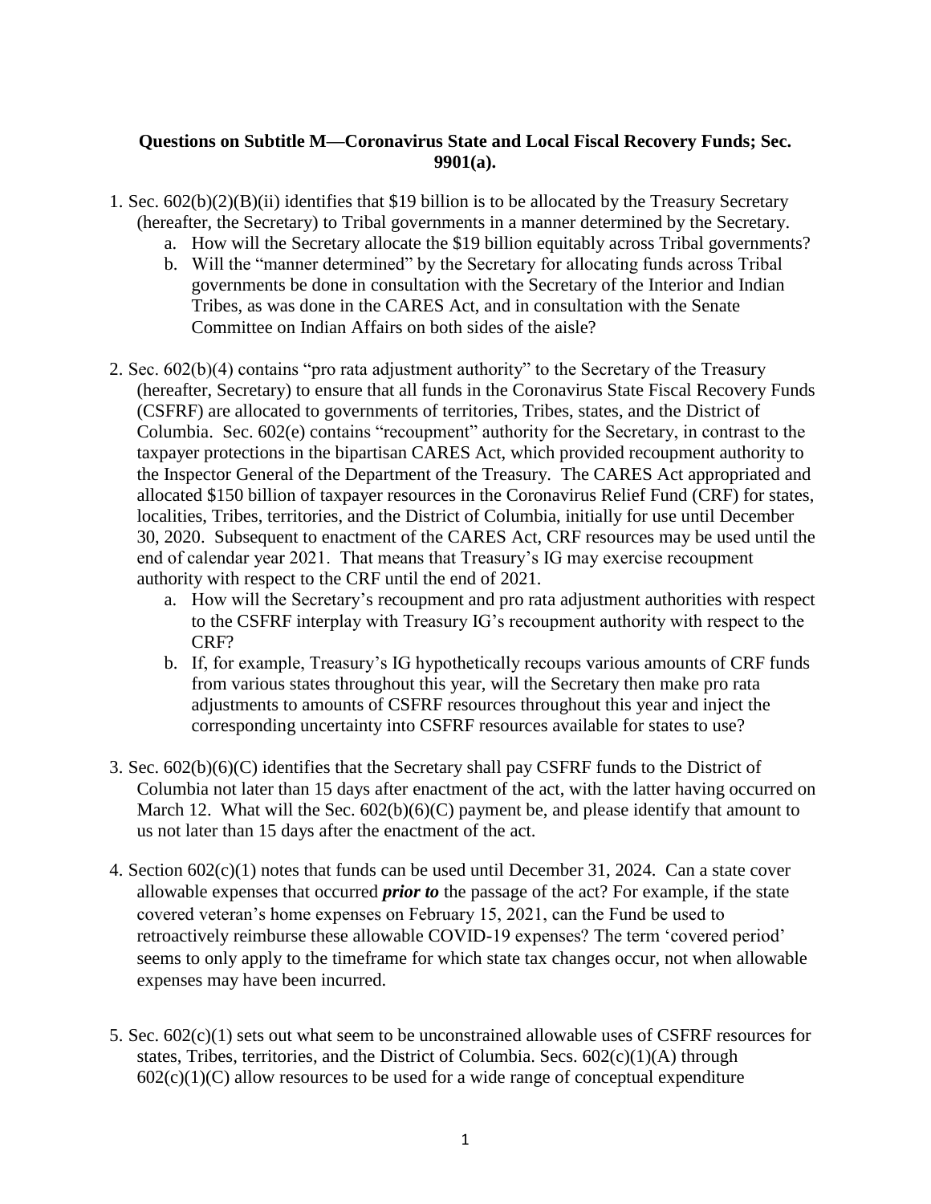**Questions on Subtitle M—Coronavirus State and Local Fiscal Recovery Funds; Sec. 9901(a).**

1. Sec. 602(b)(2)(B)(ii) identifies that $19 billion is to be allocated by the Treasury Secretary (hereafter, the Secretary) to Tribal governments in a manner determined by the Secretary.
   a. How will the Secretary allocate the $19 billion equitably across Tribal governments?
   b. Will the "manner determined" by the Secretary for allocating funds across Tribal governments be done in consultation with the Secretary of the Interior and Indian Tribes, as was done in the CARES Act, and in consultation with the Senate Committee on Indian Affairs on both sides of the aisle?

2. Sec. 602(b)(4) contains "pro rata adjustment authority" to the Secretary of the Treasury (hereafter, Secretary) to ensure that all funds in the Coronavirus State Fiscal Recovery Funds (CSFRF) are allocated to governments of territories, Tribes, states, and the District of Columbia. Sec. 602(e) contains "recoupment" authority for the Secretary, in contrast to the taxpayer protections in the bipartisan CARES Act, which provided recoupment authority to the Inspector General of the Department of the Treasury. The CARES Act appropriated and allocated $150 billion of taxpayer resources in the Coronavirus Relief Fund (CRF) for states, localities, Tribes, territories, and the District of Columbia, initially for use until December 30, 2020. Subsequent to enactment of the CARES Act, CRF resources may be used until the end of calendar year 2021. That means that Treasury's IG may exercise recoupment authority with respect to the CRF until the end of 2021.
   a. How will the Secretary's recoupment and pro rata adjustment authorities with respect to the CSFRF interplay with Treasury IG's recoupment authority with respect to the CRF?
   b. If, for example, Treasury's IG hypothetically recoups various amounts of CRF funds from various states throughout this year, will the Secretary then make pro rata adjustments to amounts of CSFRF resources throughout this year and inject the corresponding uncertainty into CSFRF resources available for states to use?

3. Sec. 602(b)(6)(C) identifies that the Secretary shall pay CSFRF funds to the District of Columbia not later than 15 days after enactment of the act, with the latter having occurred on March 12. What will the Sec. 602(b)(6)(C) payment be, and please identify that amount to us not later than 15 days after the enactment of the act.

4. Section 602(c)(1) notes that funds can be used until December 31, 2024. Can a state cover allowable expenses that occurred ***prior to*** the passage of the act? For example, if the state covered veteran's home expenses on February 15, 2021, can the Fund be used to retroactively reimburse these allowable COVID-19 expenses? The term 'covered period' seems to only apply to the timeframe for which state tax changes occur, not when allowable expenses may have been incurred.

5. Sec. 602(c)(1) sets out what seem to be unconstrained allowable uses of CSFRF resources for states, Tribes, territories, and the District of Columbia. Secs. 602(c)(1)(A) through 602(c)(1)(C) allow resources to be used for a wide range of conceptual expenditure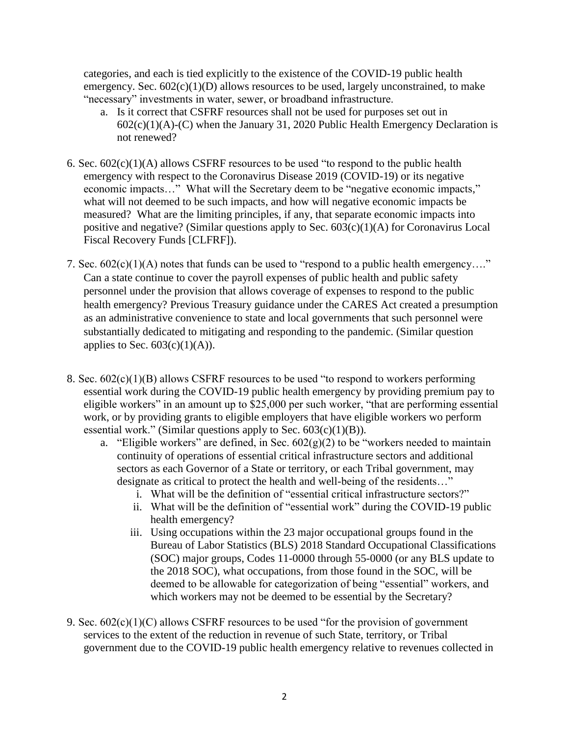categories, and each is tied explicitly to the existence of the COVID-19 public health emergency. Sec. 602(c)(1)(D) allows resources to be used, largely unconstrained, to make "necessary" investments in water, sewer, or broadband infrastructure.

   a. Is it correct that CSFRF resources shall not be used for purposes set out in 602(c)(1)(A)-(C) when the January 31, 2020 Public Health Emergency Declaration is not renewed?

6. Sec. 602(c)(1)(A) allows CSFRF resources to be used "to respond to the public health emergency with respect to the Coronavirus Disease 2019 (COVID-19) or its negative economic impacts…" What will the Secretary deem to be "negative economic impacts," what will not deemed to be such impacts, and how will negative economic impacts be measured? What are the limiting principles, if any, that separate economic impacts into positive and negative? (Similar questions apply to Sec. 603(c)(1)(A) for Coronavirus Local Fiscal Recovery Funds [CLFRF]).

7. Sec. 602(c)(1)(A) notes that funds can be used to "respond to a public health emergency…." Can a state continue to cover the payroll expenses of public health and public safety personnel under the provision that allows coverage of expenses to respond to the public health emergency? Previous Treasury guidance under the CARES Act created a presumption as an administrative convenience to state and local governments that such personnel were substantially dedicated to mitigating and responding to the pandemic. (Similar question applies to Sec. 603(c)(1)(A)).

8. Sec. 602(c)(1)(B) allows CSFRF resources to be used "to respond to workers performing essential work during the COVID-19 public health emergency by providing premium pay to eligible workers" in an amount up to $25,000 per such worker, "that are performing essential work, or by providing grants to eligible employers that have eligible workers wo perform essential work." (Similar questions apply to Sec. 603(c)(1)(B)).

   a. "Eligible workers" are defined, in Sec. 602(g)(2) to be "workers needed to maintain continuity of operations of essential critical infrastructure sectors and additional sectors as each Governor of a State or territory, or each Tribal government, may designate as critical to protect the health and well-being of the residents…"

      i. What will be the definition of "essential critical infrastructure sectors?"
      ii. What will be the definition of "essential work" during the COVID-19 public health emergency?
      iii. Using occupations within the 23 major occupational groups found in the Bureau of Labor Statistics (BLS) 2018 Standard Occupational Classifications (SOC) major groups, Codes 11-0000 through 55-0000 (or any BLS update to the 2018 SOC), what occupations, from those found in the SOC, will be deemed to be allowable for categorization of being "essential" workers, and which workers may not be deemed to be essential by the Secretary?

9. Sec. 602(c)(1)(C) allows CSFRF resources to be used "for the provision of government services to the extent of the reduction in revenue of such State, territory, or Tribal government due to the COVID-19 public health emergency relative to revenues collected in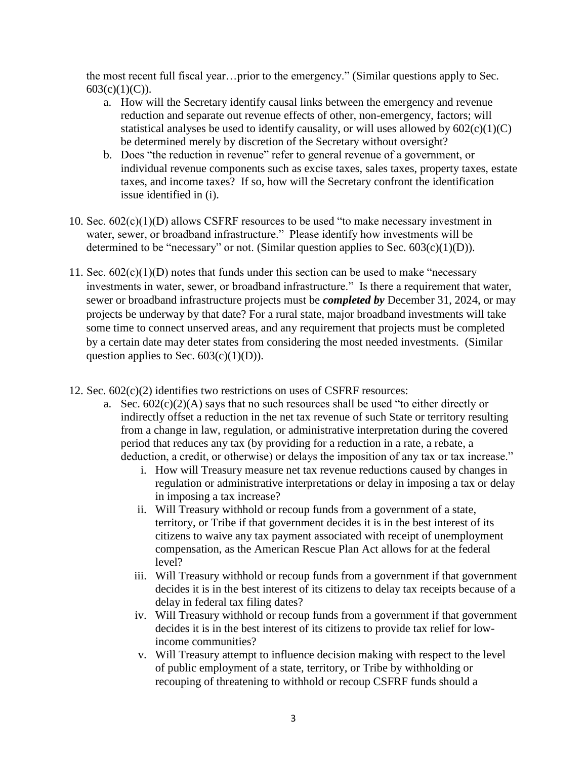the most recent full fiscal year…prior to the emergency." (Similar questions apply to Sec. 603(c)(1)(C)).

   a. How will the Secretary identify causal links between the emergency and revenue reduction and separate out revenue effects of other, non-emergency, factors; will statistical analyses be used to identify causality, or will uses allowed by 602(c)(1)(C) be determined merely by discretion of the Secretary without oversight?
   b. Does "the reduction in revenue" refer to general revenue of a government, or individual revenue components such as excise taxes, sales taxes, property taxes, estate taxes, and income taxes? If so, how will the Secretary confront the identification issue identified in (i).

10. Sec. 602(c)(1)(D) allows CSFRF resources to be used "to make necessary investment in water, sewer, or broadband infrastructure." Please identify how investments will be determined to be "necessary" or not. (Similar question applies to Sec. 603(c)(1)(D)).

11. Sec. 602(c)(1)(D) notes that funds under this section can be used to make "necessary investments in water, sewer, or broadband infrastructure." Is there a requirement that water, sewer or broadband infrastructure projects must be ***completed by*** December 31, 2024, or may projects be underway by that date? For a rural state, major broadband investments will take some time to connect unserved areas, and any requirement that projects must be completed by a certain date may deter states from considering the most needed investments. (Similar question applies to Sec. 603(c)(1)(D)).

12. Sec. 602(c)(2) identifies two restrictions on uses of CSFRF resources:
    a. Sec. 602(c)(2)(A) says that no such resources shall be used "to either directly or indirectly offset a reduction in the net tax revenue of such State or territory resulting from a change in law, regulation, or administrative interpretation during the covered period that reduces any tax (by providing for a reduction in a rate, a rebate, a deduction, a credit, or otherwise) or delays the imposition of any tax or tax increase."
       i. How will Treasury measure net tax revenue reductions caused by changes in regulation or administrative interpretations or delay in imposing a tax or delay in imposing a tax increase?
       ii. Will Treasury withhold or recoup funds from a government of a state, territory, or Tribe if that government decides it is in the best interest of its citizens to waive any tax payment associated with receipt of unemployment compensation, as the American Rescue Plan Act allows for at the federal level?
       iii. Will Treasury withhold or recoup funds from a government if that government decides it is in the best interest of its citizens to delay tax receipts because of a delay in federal tax filing dates?
       iv. Will Treasury withhold or recoup funds from a government if that government decides it is in the best interest of its citizens to provide tax relief for low-income communities?
       v. Will Treasury attempt to influence decision making with respect to the level of public employment of a state, territory, or Tribe by withholding or recouping of threatening to withhold or recoup CSFRF funds should a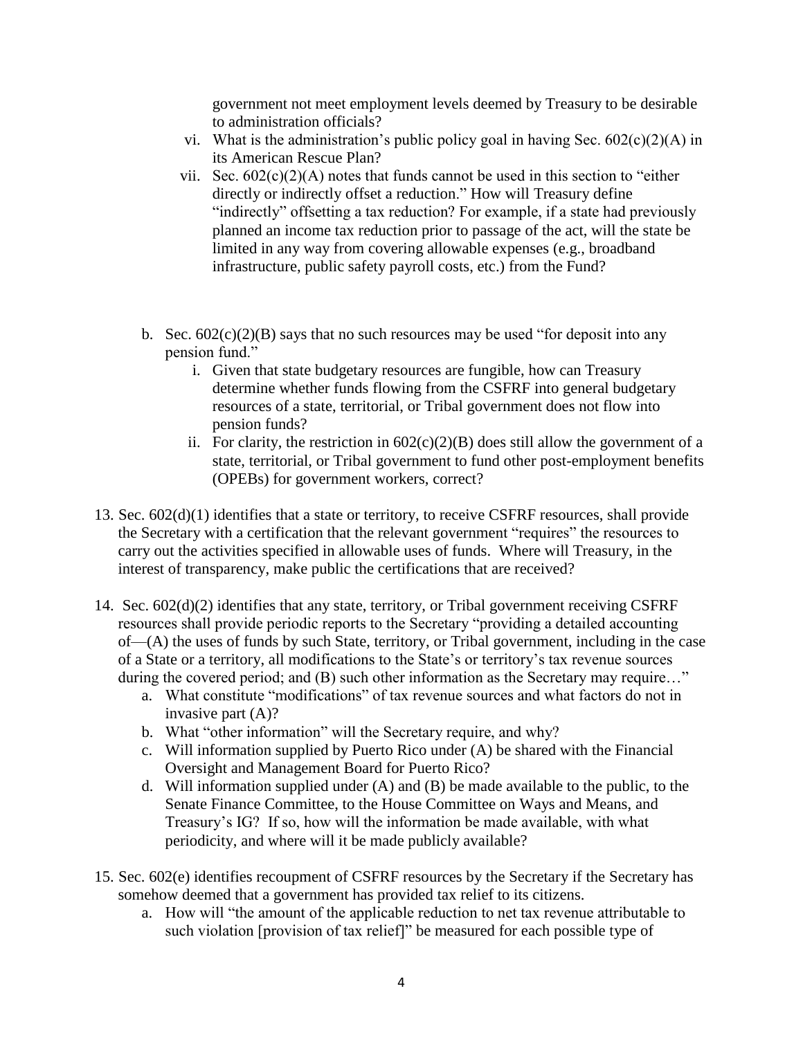government not meet employment levels deemed by Treasury to be desirable to administration officials?

vi. What is the administration's public policy goal in having Sec. 602(c)(2)(A) in its American Rescue Plan?

vii. Sec. 602(c)(2)(A) notes that funds cannot be used in this section to "either directly or indirectly offset a reduction." How will Treasury define "indirectly" offsetting a tax reduction? For example, if a state had previously planned an income tax reduction prior to passage of the act, will the state be limited in any way from covering allowable expenses (e.g., broadband infrastructure, public safety payroll costs, etc.) from the Fund?

b. Sec. 602(c)(2)(B) says that no such resources may be used "for deposit into any pension fund."

   i. Given that state budgetary resources are fungible, how can Treasury determine whether funds flowing from the CSFRF into general budgetary resources of a state, territorial, or Tribal government does not flow into pension funds?

   ii. For clarity, the restriction in 602(c)(2)(B) does still allow the government of a state, territorial, or Tribal government to fund other post-employment benefits (OPEBs) for government workers, correct?

13. Sec. 602(d)(1) identifies that a state or territory, to receive CSFRF resources, shall provide the Secretary with a certification that the relevant government "requires" the resources to carry out the activities specified in allowable uses of funds. Where will Treasury, in the interest of transparency, make public the certifications that are received?

14. Sec. 602(d)(2) identifies that any state, territory, or Tribal government receiving CSFRF resources shall provide periodic reports to the Secretary "providing a detailed accounting of—(A) the uses of funds by such State, territory, or Tribal government, including in the case of a State or a territory, all modifications to the State's or territory's tax revenue sources during the covered period; and (B) such other information as the Secretary may require…"

   a. What constitute "modifications" of tax revenue sources and what factors do not in invasive part (A)?

   b. What "other information" will the Secretary require, and why?

   c. Will information supplied by Puerto Rico under (A) be shared with the Financial Oversight and Management Board for Puerto Rico?

   d. Will information supplied under (A) and (B) be made available to the public, to the Senate Finance Committee, to the House Committee on Ways and Means, and Treasury's IG? If so, how will the information be made available, with what periodicity, and where will it be made publicly available?

15. Sec. 602(e) identifies recoupment of CSFRF resources by the Secretary if the Secretary has somehow deemed that a government has provided tax relief to its citizens.

   a. How will "the amount of the applicable reduction to net tax revenue attributable to such violation [provision of tax relief]" be measured for each possible type of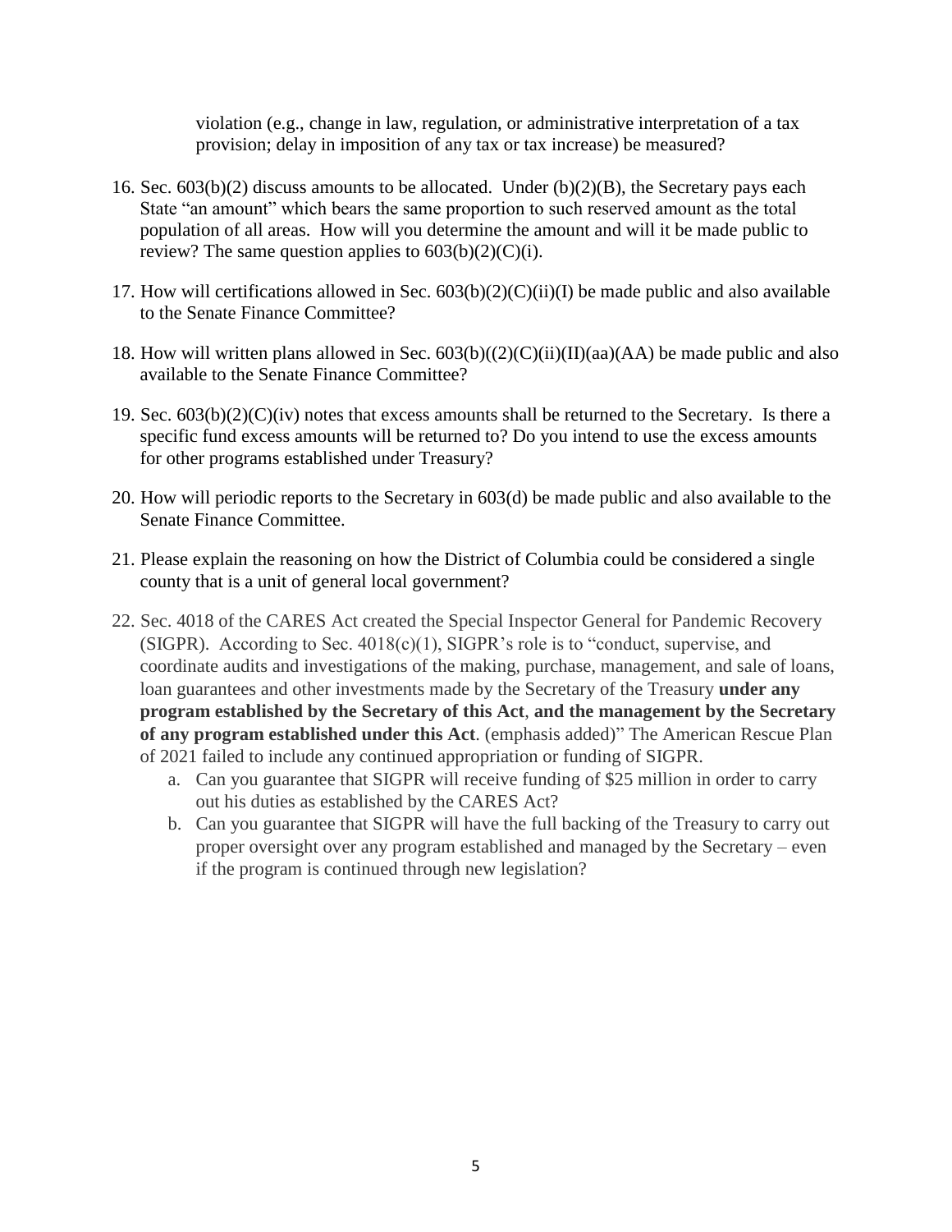violation (e.g., change in law, regulation, or administrative interpretation of a tax provision; delay in imposition of any tax or tax increase) be measured?

16. Sec. 603(b)(2) discuss amounts to be allocated. Under (b)(2)(B), the Secretary pays each State "an amount" which bears the same proportion to such reserved amount as the total population of all areas. How will you determine the amount and will it be made public to review? The same question applies to 603(b)(2)(C)(i).

17. How will certifications allowed in Sec. 603(b)(2)(C)(ii)(I) be made public and also available to the Senate Finance Committee?

18. How will written plans allowed in Sec. 603(b)((2)(C)(ii)(II)(aa)(AA) be made public and also available to the Senate Finance Committee?

19. Sec. 603(b)(2)(C)(iv) notes that excess amounts shall be returned to the Secretary. Is there a specific fund excess amounts will be returned to? Do you intend to use the excess amounts for other programs established under Treasury?

20. How will periodic reports to the Secretary in 603(d) be made public and also available to the Senate Finance Committee.

21. Please explain the reasoning on how the District of Columbia could be considered a single county that is a unit of general local government?

22. Sec. 4018 of the CARES Act created the Special Inspector General for Pandemic Recovery (SIGPR). According to Sec. 4018(c)(1), SIGPR's role is to "conduct, supervise, and coordinate audits and investigations of the making, purchase, management, and sale of loans, loan guarantees and other investments made by the Secretary of the Treasury **under any program established by the Secretary of this Act**, **and the management by the Secretary of any program established under this Act**. (emphasis added)" The American Rescue Plan of 2021 failed to include any continued appropriation or funding of SIGPR.
    a. Can you guarantee that SIGPR will receive funding of $25 million in order to carry out his duties as established by the CARES Act?
    b. Can you guarantee that SIGPR will have the full backing of the Treasury to carry out proper oversight over any program established and managed by the Secretary – even if the program is continued through new legislation?